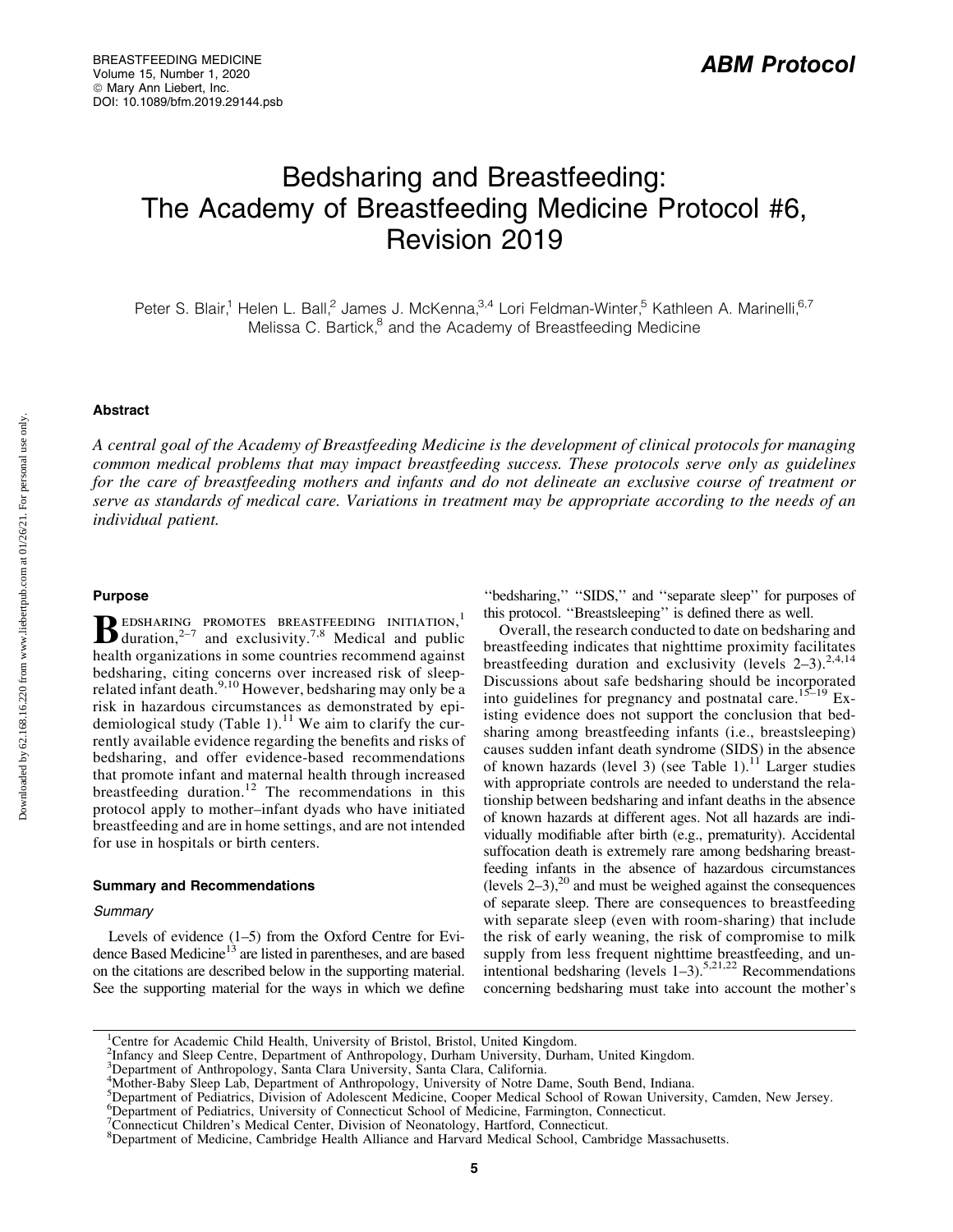ABM Protocol

# Bedsharing and Breastfeeding: The Academy of Breastfeeding Medicine Protocol #6, Revision 2019

Peter S. Blair,[1] Helen L. Ball,[2] James J. McKenna,[3,4] Lori Feldman-Winter,[5] Kathleen A. Marinelli,[6,7] Melissa C. Bartick,[8] and the Academy of Breastfeeding Medicine

## Abstract

*A central goal of the Academy of Breastfeeding Medicine is the development of clinical protocols for managing common medical problems that may impact breastfeeding success. These protocols serve only as guidelines for the care of breastfeeding mothers and infants and do not delineate an exclusive course of treatment or serve as standards of medical care. Variations in treatment may be appropriate according to the needs of an individual patient.*

## Purpose

Bedsharing promotes breastfeeding initiation,[1] duration,[2–7] and exclusivity.[7,8] Medical and public health organizations in some countries recommend against bedsharing, citing concerns over increased risk of sleep-related infant death.[9,10] However, bedsharing may only be a risk in hazardous circumstances as demonstrated by epidemiological study (Table 1).[11] We aim to clarify the currently available evidence regarding the benefits and risks of bedsharing, and offer evidence-based recommendations that promote infant and maternal health through increased breastfeeding duration.[12] The recommendations in this protocol apply to mother–infant dyads who have initiated breastfeeding and are in home settings, and are not intended for use in hospitals or birth centers.

## Summary and Recommendations

### *Summary*

Levels of evidence (1–5) from the Oxford Centre for Evidence Based Medicine[13] are listed in parentheses, and are based on the citations are described below in the supporting material. See the supporting material for the ways in which we define ''bedsharing,'' ''SIDS,'' and ''separate sleep'' for purposes of this protocol. ''Breastsleeping'' is defined there as well.

Overall, the research conducted to date on bedsharing and breastfeeding indicates that nighttime proximity facilitates breastfeeding duration and exclusivity (levels 2–3).[2,4,14] Discussions about safe bedsharing should be incorporated into guidelines for pregnancy and postnatal care.[15–19] Existing evidence does not support the conclusion that bedsharing among breastfeeding infants (i.e., breastsleeping) causes sudden infant death syndrome (SIDS) in the absence of known hazards (level 3) (see Table 1).[11] Larger studies with appropriate controls are needed to understand the relationship between bedsharing and infant deaths in the absence of known hazards at different ages. Not all hazards are individually modifiable after birth (e.g., prematurity). Accidental suffocation death is extremely rare among bedsharing breastfeeding infants in the absence of hazardous circumstances (levels 2–3),[20] and must be weighed against the consequences of separate sleep. There are consequences to breastfeeding with separate sleep (even with room-sharing) that include the risk of early weaning, the risk of compromise to milk supply from less frequent nighttime breastfeeding, and unintentional bedsharing (levels 1–3).[5,21,22] Recommendations concerning bedsharing must take into account the mother's

[1]Centre for Academic Child Health, University of Bristol, Bristol, United Kingdom.
[2]Infancy and Sleep Centre, Department of Anthropology, Durham University, Durham, United Kingdom.
[3]Department of Anthropology, Santa Clara University, Santa Clara, California.
[4]Mother-Baby Sleep Lab, Department of Anthropology, University of Notre Dame, South Bend, Indiana.
[5]Department of Pediatrics, Division of Adolescent Medicine, Cooper Medical School of Rowan University, Camden, New Jersey.
[6]Department of Pediatrics, University of Connecticut School of Medicine, Farmington, Connecticut.
[7]Connecticut Children's Medical Center, Division of Neonatology, Hartford, Connecticut.
[8]Department of Medicine, Cambridge Health Alliance and Harvard Medical School, Cambridge Massachusetts.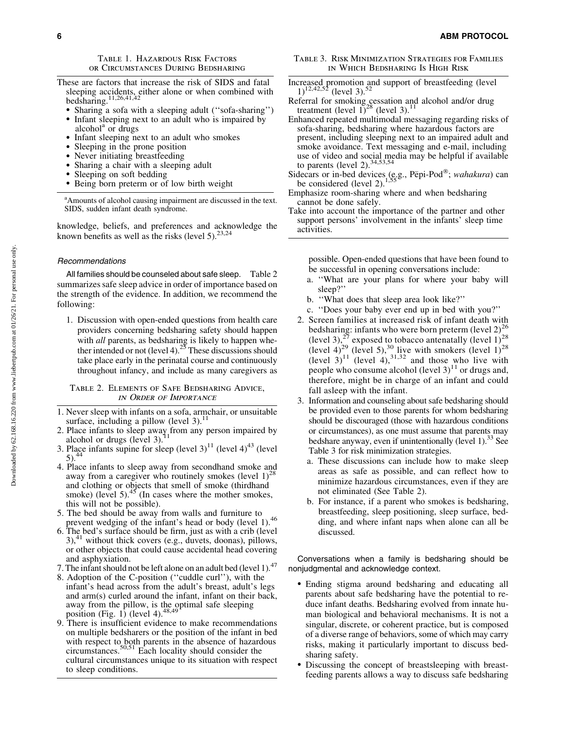Table 1. Hazardous Risk Factors or Circumstances During Bedsharing

These are factors that increase the risk of SIDS and fatal sleeping accidents, either alone or when combined with bedsharing.[11,26,41,42]

- Sharing a sofa with a sleeping adult (''sofa-sharing'')
- Infant sleeping next to an adult who is impaired by alcohol[a] or drugs
- Infant sleeping next to an adult who smokes
- Sleeping in the prone position
- Never initiating breastfeeding
- Sharing a chair with a sleeping adult
- Sleeping on soft bedding
- Being born preterm or of low birth weight

[a]Amounts of alcohol causing impairment are discussed in the text.
SIDS, sudden infant death syndrome.

knowledge, beliefs, and preferences and acknowledge the known benefits as well as the risks (level 5).[23,24]

### Recommendations

**All families should be counseled about safe sleep.** Table 2 summarizes safe sleep advice in order of importance based on the strength of the evidence. In addition, we recommend the following:

1. Discussion with open-ended questions from health care providers concerning bedsharing safety should happen with *all* parents, as bedsharing is likely to happen whether intended or not (level 4).[25] These discussions should take place early in the perinatal course and continuously throughout infancy, and include as many caregivers as possible. Open-ended questions that have been found to be successful in opening conversations include:
   a. ''What are your plans for where your baby will sleep?''
   b. ''What does that sleep area look like?''
   c. ''Does your baby ever end up in bed with you?''
2. Screen families at increased risk of infant death with bedsharing: infants who were born preterm (level 2)[26] (level 3),[27] exposed to tobacco antenatally (level 1)[28] (level 4)[29] (level 5),[30] live with smokers (level 1)[28] (level 3)[11] (level 4),[31,32] and those who live with people who consume alcohol (level 3)[11] or drugs and, therefore, might be in charge of an infant and could fall asleep with the infant.
3. Information and counseling about safe bedsharing should be provided even to those parents for whom bedsharing should be discouraged (those with hazardous conditions or circumstances), as one must assume that parents may bedshare anyway, even if unintentionally (level 1).[33] See Table 3 for risk minimization strategies.
   a. These discussions can include how to make sleep areas as safe as possible, and can reflect how to minimize hazardous circumstances, even if they are not eliminated (See Table 2).
   b. For instance, if a parent who smokes is bedsharing, breastfeeding, sleep positioning, sleep surface, bedding, and where infant naps when alone can all be discussed.

Table 2. Elements of Safe Bedsharing Advice, *in Order of Importance*

1. Never sleep with infants on a sofa, armchair, or unsuitable surface, including a pillow (level 3).[11]
2. Place infants to sleep away from any person impaired by alcohol or drugs (level 3).[11]
3. Place infants supine for sleep (level 3)[11] (level 4)[43] (level 5).[44]
4. Place infants to sleep away from secondhand smoke and away from a caregiver who routinely smokes (level 1)[28] and clothing or objects that smell of smoke (thirdhand smoke) (level 5).[45] (In cases where the mother smokes, this will not be possible).
5. The bed should be away from walls and furniture to prevent wedging of the infant's head or body (level 1).[46]
6. The bed's surface should be firm, just as with a crib (level 3),[41] without thick covers (e.g., duvets, doonas), pillows, or other objects that could cause accidental head covering and asphyxiation.
7. The infant should not be left alone on an adult bed (level 1).[47]
8. Adoption of the C-position (''cuddle curl''), with the infant's head across from the adult's breast, adult's legs and arm(s) curled around the infant, infant on their back, away from the pillow, is the optimal safe sleeping position (Fig. 1) (level 4).[48,49]
9. There is insufficient evidence to make recommendations on multiple bedsharers or the position of the infant in bed with respect to both parents in the absence of hazardous circumstances.[50,51] Each locality should consider the cultural circumstances unique to its situation with respect to sleep conditions.

Table 3. Risk Minimization Strategies for Families in Which Bedsharing Is High Risk

- Increased promotion and support of breastfeeding (level 1)[12,42,52] (level 3).[52]
- Referral for smoking cessation and alcohol and/or drug treatment (level 1)[28] (level 3).[11]
- Enhanced repeated multimodal messaging regarding risks of sofa-sharing, bedsharing where hazardous factors are present, including sleeping next to an impaired adult and smoke avoidance. Text messaging and e-mail, including use of video and social media may be helpful if available to parents (level 2).[34,53,54]
- Sidecars or in-bed devices (e.g., Pēpi-Pod®; *wahakura*) can be considered (level 2).[1,55]
- Emphasize room-sharing where and when bedsharing cannot be done safely.
- Take into account the importance of the partner and other support persons' involvement in the infants' sleep time activities.

**Conversations when a family is bedsharing should be nonjudgmental and acknowledge context.**

- Ending stigma around bedsharing and educating all parents about safe bedsharing have the potential to reduce infant deaths. Bedsharing evolved from innate human biological and behavioral mechanisms. It is not a singular, discrete, or coherent practice, but is composed of a diverse range of behaviors, some of which may carry risks, making it particularly important to discuss bedsharing safety.
- Discussing the concept of breastsleeping with breastfeeding parents allows a way to discuss safe bedsharing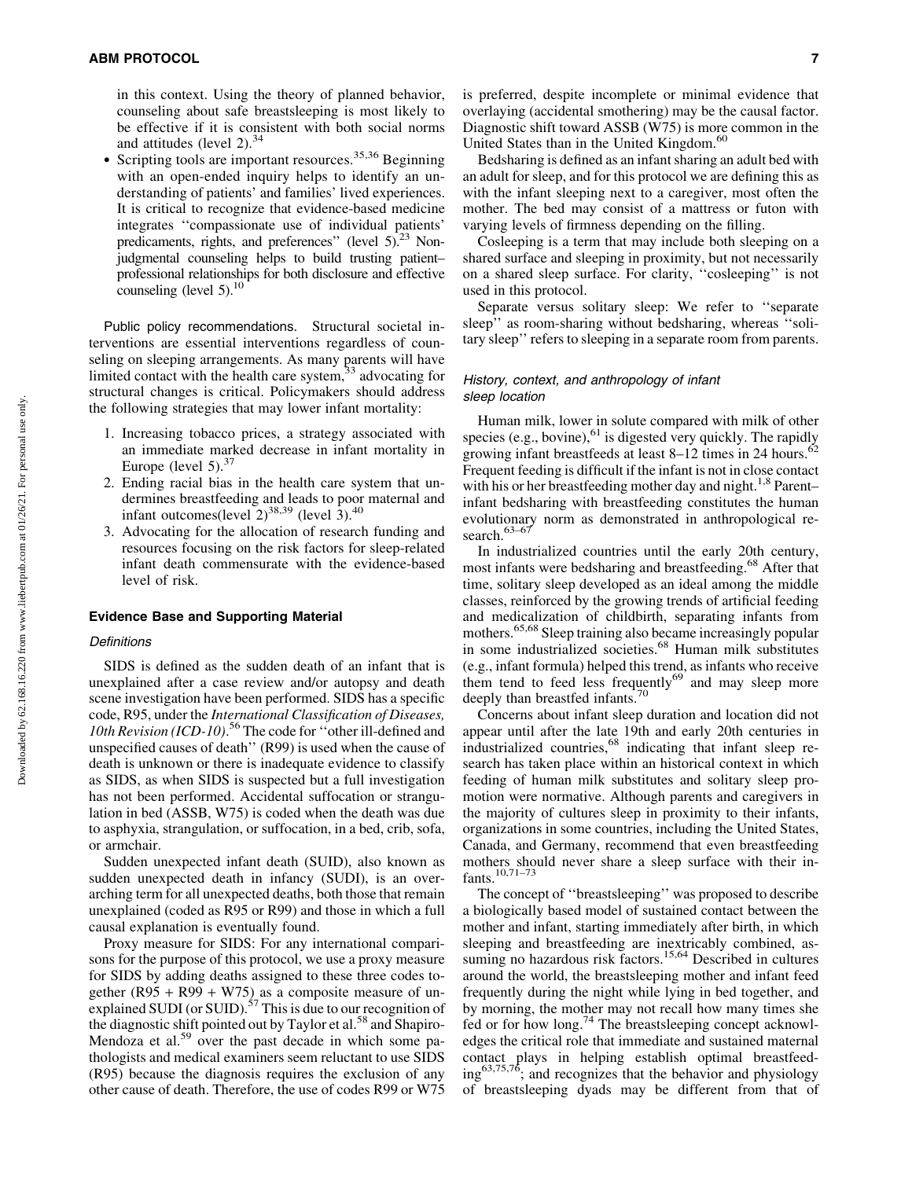in this context. Using the theory of planned behavior, counseling about safe breastsleeping is most likely to be effective if it is consistent with both social norms and attitudes (level 2).[34]

- Scripting tools are important resources.[35,36] Beginning with an open-ended inquiry helps to identify an understanding of patients' and families' lived experiences. It is critical to recognize that evidence-based medicine integrates ''compassionate use of individual patients' predicaments, rights, and preferences'' (level 5).[23] Nonjudgmental counseling helps to build trusting patient–professional relationships for both disclosure and effective counseling (level 5).[10]

Public policy recommendations. Structural societal interventions are essential interventions regardless of counseling on sleeping arrangements. As many parents will have limited contact with the health care system,[33] advocating for structural changes is critical. Policymakers should address the following strategies that may lower infant mortality:

1. Increasing tobacco prices, a strategy associated with an immediate marked decrease in infant mortality in Europe (level 5).[37]
2. Ending racial bias in the health care system that undermines breastfeeding and leads to poor maternal and infant outcomes(level 2)[38,39] (level 3).[40]
3. Advocating for the allocation of research funding and resources focusing on the risk factors for sleep-related infant death commensurate with the evidence-based level of risk.

### Evidence Base and Supporting Material

#### *Definitions*

SIDS is defined as the sudden death of an infant that is unexplained after a case review and/or autopsy and death scene investigation have been performed. SIDS has a specific code, R95, under the *International Classification of Diseases, 10th Revision (ICD-10)*.[56] The code for ''other ill-defined and unspecified causes of death'' (R99) is used when the cause of death is unknown or there is inadequate evidence to classify as SIDS, as when SIDS is suspected but a full investigation has not been performed. Accidental suffocation or strangulation in bed (ASSB, W75) is coded when the death was due to asphyxia, strangulation, or suffocation, in a bed, crib, sofa, or armchair.

Sudden unexpected infant death (SUID), also known as sudden unexpected death in infancy (SUDI), is an overarching term for all unexpected deaths, both those that remain unexplained (coded as R95 or R99) and those in which a full causal explanation is eventually found.

Proxy measure for SIDS: For any international comparisons for the purpose of this protocol, we use a proxy measure for SIDS by adding deaths assigned to these three codes together (R95 + R99 + W75) as a composite measure of unexplained SUDI (or SUID).[57] This is due to our recognition of the diagnostic shift pointed out by Taylor et al.[58] and Shapiro-Mendoza et al.[59] over the past decade in which some pathologists and medical examiners seem reluctant to use SIDS (R95) because the diagnosis requires the exclusion of any other cause of death. Therefore, the use of codes R99 or W75 is preferred, despite incomplete or minimal evidence that overlaying (accidental smothering) may be the causal factor. Diagnostic shift toward ASSB (W75) is more common in the United States than in the United Kingdom.[60]

Bedsharing is defined as an infant sharing an adult bed with an adult for sleep, and for this protocol we are defining this as with the infant sleeping next to a caregiver, most often the mother. The bed may consist of a mattress or futon with varying levels of firmness depending on the filling.

Cosleeping is a term that may include both sleeping on a shared surface and sleeping in proximity, but not necessarily on a shared sleep surface. For clarity, ''cosleeping'' is not used in this protocol.

Separate versus solitary sleep: We refer to ''separate sleep'' as room-sharing without bedsharing, whereas ''solitary sleep'' refers to sleeping in a separate room from parents.

#### *History, context, and anthropology of infant sleep location*

Human milk, lower in solute compared with milk of other species (e.g., bovine),[61] is digested very quickly. The rapidly growing infant breastfeeds at least 8–12 times in 24 hours.[62] Frequent feeding is difficult if the infant is not in close contact with his or her breastfeeding mother day and night.[1,8] Parent–infant bedsharing with breastfeeding constitutes the human evolutionary norm as demonstrated in anthropological research.[63–67]

In industrialized countries until the early 20th century, most infants were bedsharing and breastfeeding.[68] After that time, solitary sleep developed as an ideal among the middle classes, reinforced by the growing trends of artificial feeding and medicalization of childbirth, separating infants from mothers.[65,68] Sleep training also became increasingly popular in some industrialized societies.[68] Human milk substitutes (e.g., infant formula) helped this trend, as infants who receive them tend to feed less frequently[69] and may sleep more deeply than breastfed infants.[70]

Concerns about infant sleep duration and location did not appear until after the late 19th and early 20th centuries in industrialized countries,[68] indicating that infant sleep research has taken place within an historical context in which feeding of human milk substitutes and solitary sleep promotion were normative. Although parents and caregivers in the majority of cultures sleep in proximity to their infants, organizations in some countries, including the United States, Canada, and Germany, recommend that even breastfeeding mothers should never share a sleep surface with their infants.[10,71–73]

The concept of ''breastsleeping'' was proposed to describe a biologically based model of sustained contact between the mother and infant, starting immediately after birth, in which sleeping and breastfeeding are inextricably combined, assuming no hazardous risk factors.[15,64] Described in cultures around the world, the breastsleeping mother and infant feed frequently during the night while lying in bed together, and by morning, the mother may not recall how many times she fed or for how long.[74] The breastsleeping concept acknowledges the critical role that immediate and sustained maternal contact plays in helping establish optimal breastfeeding[63,75,76]; and recognizes that the behavior and physiology of breastsleeping dyads may be different from that of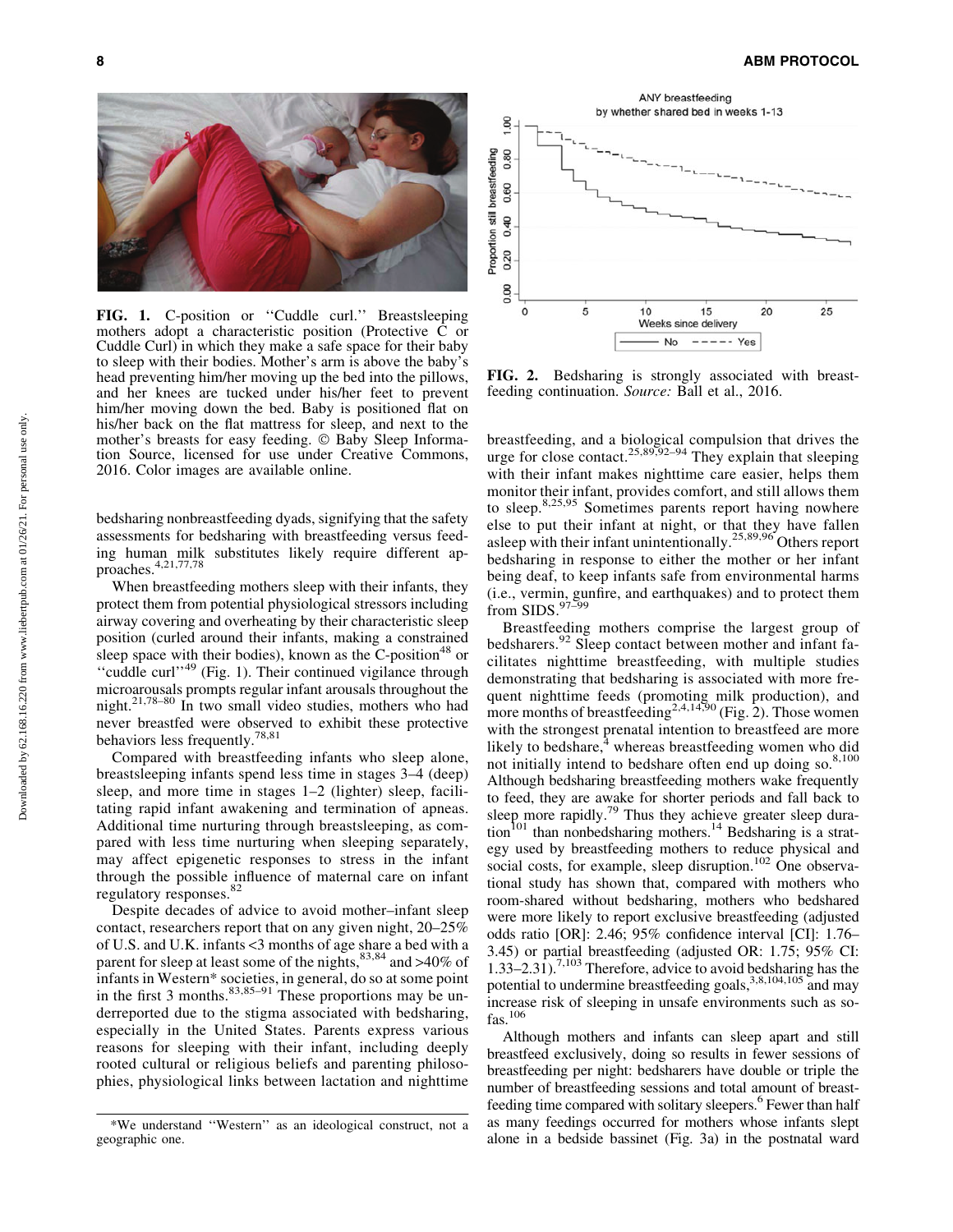FIG. 1. C-position or "Cuddle curl." Breastsleeping mothers adopt a characteristic position (Protective C or Cuddle Curl) in which they make a safe space for their baby to sleep with their bodies. Mother's arm is above the baby's head preventing him/her moving up the bed into the pillows, and her knees are tucked under his/her feet to prevent him/her moving down the bed. Baby is positioned flat on his/her back on the flat mattress for sleep, and next to the mother's breasts for easy feeding. © Baby Sleep Information Source, licensed for use under Creative Commons, 2016. Color images are available online.

bedsharing nonbreastfeeding dyads, signifying that the safety assessments for bedsharing with breastfeeding versus feeding human milk substitutes likely require different approaches.[4,21,77,78]

When breastfeeding mothers sleep with their infants, they protect them from potential physiological stressors including airway covering and overheating by their characteristic sleep position (curled around their infants, making a constrained sleep space with their bodies), known as the C-position[48] or "cuddle curl"[49] (Fig. 1). Their continued vigilance through microarousals prompts regular infant arousals throughout the night.[21,78–80] In two small video studies, mothers who had never breastfed were observed to exhibit these protective behaviors less frequently.[78,81]

Compared with breastfeeding infants who sleep alone, breastsleeping infants spend less time in stages 3–4 (deep) sleep, and more time in stages 1–2 (lighter) sleep, facilitating rapid infant awakening and termination of apneas. Additional time nurturing through breastsleeping, as compared with less time nurturing when sleeping separately, may affect epigenetic responses to stress in the infant through the possible influence of maternal care on infant regulatory responses.[82]

Despite decades of advice to avoid mother–infant sleep contact, researchers report that on any given night, 20–25% of U.S. and U.K. infants <3 months of age share a bed with a parent for sleep at least some of the nights,[83,84] and >40% of infants in Western* societies, in general, do so at some point in the first 3 months.[83,85–91] These proportions may be underreported due to the stigma associated with bedsharing, especially in the United States. Parents express various reasons for sleeping with their infant, including deeply rooted cultural or religious beliefs and parenting philosophies, physiological links between lactation and nighttime

*We understand "Western" as an ideological construct, not a geographic one.

ANY breastfeeding
by whether shared bed in weeks 1-13

Proportion still breastfeeding

0.00 0.20 0.40 0.60 0.80 1.00

0 5 10 15 20 25

Weeks since delivery

No Yes

FIG. 2. Bedsharing is strongly associated with breastfeeding continuation. *Source:* Ball et al., 2016.

breastfeeding, and a biological compulsion that drives the urge for close contact.[25,89,92–94] They explain that sleeping with their infant makes nighttime care easier, helps them monitor their infant, provides comfort, and still allows them to sleep.[8,25,95] Sometimes parents report having nowhere else to put their infant at night, or that they have fallen asleep with their infant unintentionally.[25,89,96] Others report bedsharing in response to either the mother or her infant being deaf, to keep infants safe from environmental harms (i.e., vermin, gunfire, and earthquakes) and to protect them from SIDS.[97–99]

Breastfeeding mothers comprise the largest group of bedsharers.[92] Sleep contact between mother and infant facilitates nighttime breastfeeding, with multiple studies demonstrating that bedsharing is associated with more frequent nighttime feeds (promoting milk production), and more months of breastfeeding[2,4,14,90] (Fig. 2). Those women with the strongest prenatal intention to breastfeed are more likely to bedshare,[4] whereas breastfeeding women who did not initially intend to bedshare often end up doing so.[8,100] Although bedsharing breastfeeding mothers wake frequently to feed, they are awake for shorter periods and fall back to sleep more rapidly.[79] Thus they achieve greater sleep duration[101] than nonbedsharing mothers.[14] Bedsharing is a strategy used by breastfeeding mothers to reduce physical and social costs, for example, sleep disruption.[102] One observational study has shown that, compared with mothers who room-shared without bedsharing, mothers who bedshared were more likely to report exclusive breastfeeding (adjusted odds ratio [OR]: 2.46; 95% confidence interval [CI]: 1.76–3.45) or partial breastfeeding (adjusted OR: 1.75; 95% CI: 1.33–2.31).[7,103] Therefore, advice to avoid bedsharing has the potential to undermine breastfeeding goals,[3,8,104,105] and may increase risk of sleeping in unsafe environments such as sofas.[106]

Although mothers and infants can sleep apart and still breastfeed exclusively, doing so results in fewer sessions of breastfeeding per night: bedsharers have double or triple the number of breastfeeding sessions and total amount of breastfeeding time compared with solitary sleepers.[6] Fewer than half as many feedings occurred for mothers whose infants slept alone in a bedside bassinet (Fig. 3a) in the postnatal ward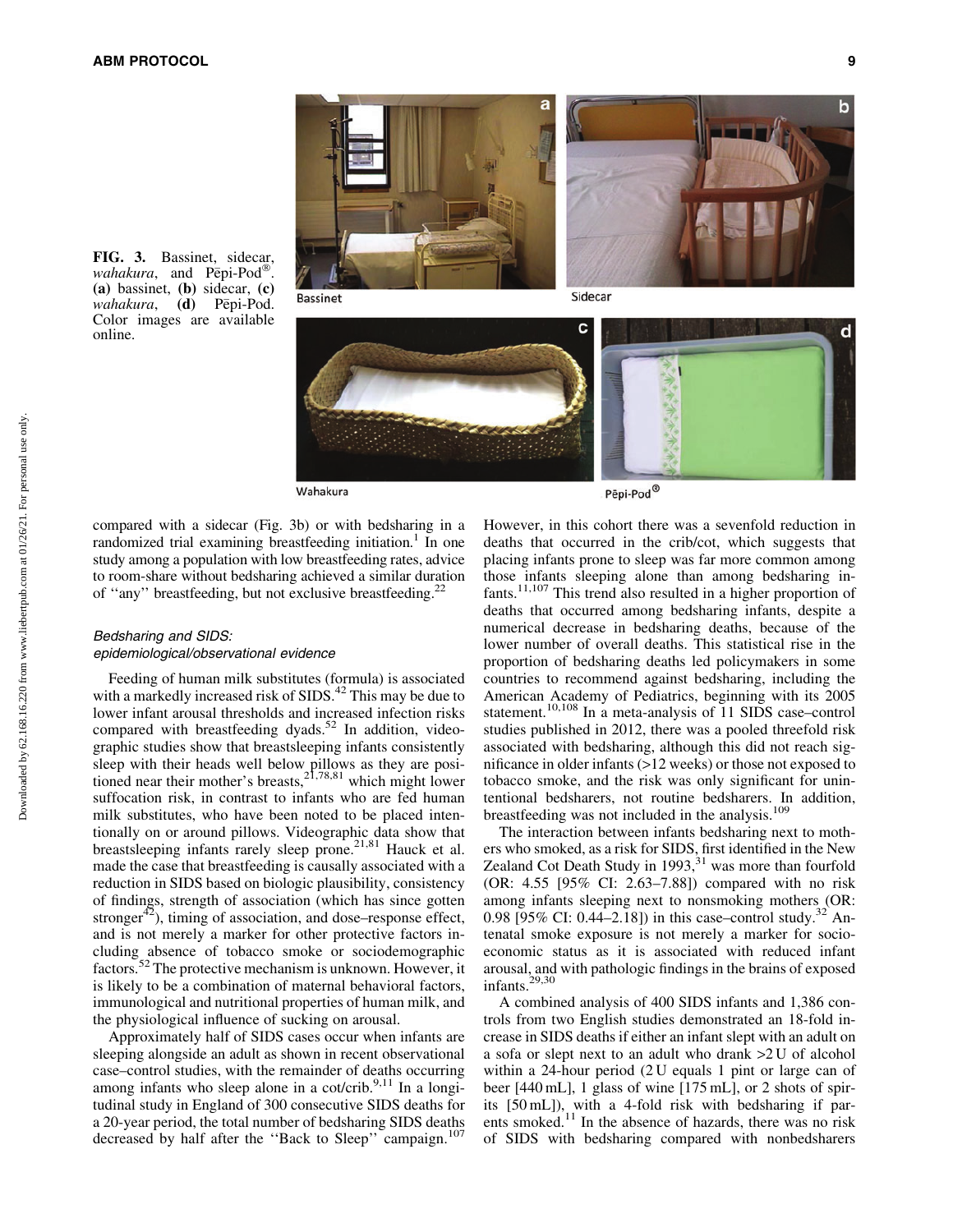**FIG. 3.** Bassinet, sidecar, *wahakura*, and Pēpi-Pod®. **(a)** bassinet, **(b)** sidecar, **(c)** *wahakura*, **(d)** Pēpi-Pod. Color images are available online.

Bassinet

Sidecar

Wahakura

Pēpi-Pod®

compared with a sidecar (Fig. 3b) or with bedsharing in a randomized trial examining breastfeeding initiation.[1] In one study among a population with low breastfeeding rates, advice to room-share without bedsharing achieved a similar duration of ''any'' breastfeeding, but not exclusive breastfeeding.[22]

### *Bedsharing and SIDS: epidemiological/observational evidence*

Feeding of human milk substitutes (formula) is associated with a markedly increased risk of SIDS.[42] This may be due to lower infant arousal thresholds and increased infection risks compared with breastfeeding dyads.[52] In addition, videographic studies show that breastsleeping infants consistently sleep with their heads well below pillows as they are positioned near their mother's breasts,[21,78,81] which might lower suffocation risk, in contrast to infants who are fed human milk substitutes, who have been noted to be placed intentionally on or around pillows. Videographic data show that breastsleeping infants rarely sleep prone.[21,81] Hauck et al. made the case that breastfeeding is causally associated with a reduction in SIDS based on biologic plausibility, consistency of findings, strength of association (which has since gotten stronger[42]), timing of association, and dose–response effect, and is not merely a marker for other protective factors including absence of tobacco smoke or sociodemographic factors.[52] The protective mechanism is unknown. However, it is likely to be a combination of maternal behavioral factors, immunological and nutritional properties of human milk, and the physiological influence of sucking on arousal.

Approximately half of SIDS cases occur when infants are sleeping alongside an adult as shown in recent observational case–control studies, with the remainder of deaths occurring among infants who sleep alone in a cot/crib.[9,11] In a longitudinal study in England of 300 consecutive SIDS deaths for a 20-year period, the total number of bedsharing SIDS deaths decreased by half after the ''Back to Sleep'' campaign.[107] However, in this cohort there was a sevenfold reduction in deaths that occurred in the crib/cot, which suggests that placing infants prone to sleep was far more common among those infants sleeping alone than among bedsharing infants.[11,107] This trend also resulted in a higher proportion of deaths that occurred among bedsharing infants, despite a numerical decrease in bedsharing deaths, because of the lower number of overall deaths. This statistical rise in the proportion of bedsharing deaths led policymakers in some countries to recommend against bedsharing, including the American Academy of Pediatrics, beginning with its 2005 statement.[10,108] In a meta-analysis of 11 SIDS case–control studies published in 2012, there was a pooled threefold risk associated with bedsharing, although this did not reach significance in older infants (>12 weeks) or those not exposed to tobacco smoke, and the risk was only significant for unintentional bedsharers, not routine bedsharers. In addition, breastfeeding was not included in the analysis.[109]

The interaction between infants bedsharing next to mothers who smoked, as a risk for SIDS, first identified in the New Zealand Cot Death Study in 1993,[31] was more than fourfold (OR: 4.55 [95% CI: 2.63–7.88]) compared with no risk among infants sleeping next to nonsmoking mothers (OR: 0.98 [95% CI: 0.44–2.18]) in this case–control study.[32] Antenatal smoke exposure is not merely a marker for socioeconomic status as it is associated with reduced infant arousal, and with pathologic findings in the brains of exposed infants.[29,30]

A combined analysis of 400 SIDS infants and 1,386 controls from two English studies demonstrated an 18-fold increase in SIDS deaths if either an infant slept with an adult on a sofa or slept next to an adult who drank >2 U of alcohol within a 24-hour period (2 U equals 1 pint or large can of beer [440 mL], 1 glass of wine [175 mL], or 2 shots of spirits [50 mL]), with a 4-fold risk with bedsharing if parents smoked.[11] In the absence of hazards, there was no risk of SIDS with bedsharing compared with nonbedsharers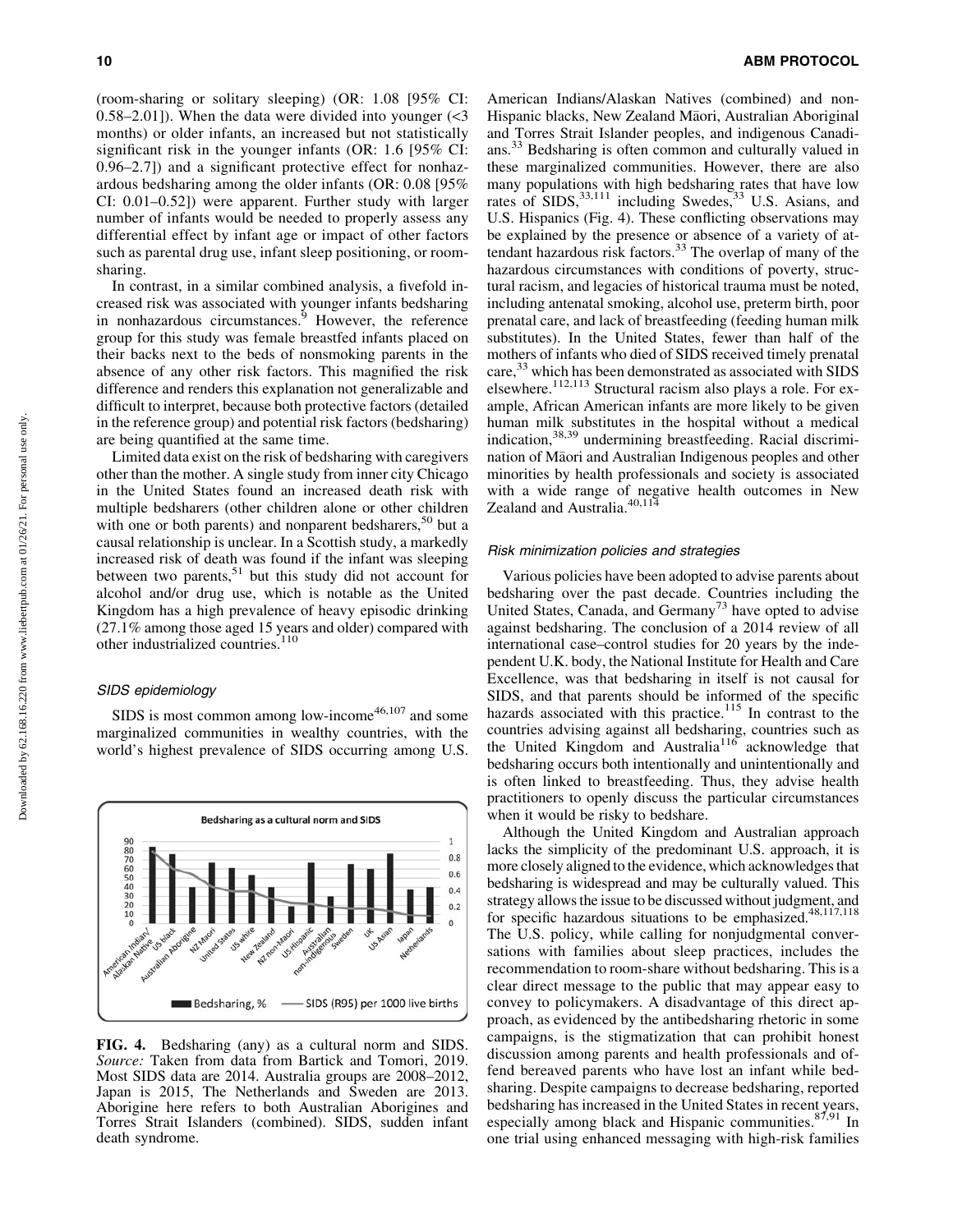(room-sharing or solitary sleeping) (OR: 1.08 [95% CI: 0.58–2.01]). When the data were divided into younger (<3 months) or older infants, an increased but not statistically significant risk in the younger infants (OR: 1.6 [95% CI: 0.96–2.7]) and a significant protective effect for nonhazardous bedsharing among the older infants (OR: 0.08 [95% CI: 0.01–0.52]) were apparent. Further study with larger number of infants would be needed to properly assess any differential effect by infant age or impact of other factors such as parental drug use, infant sleep positioning, or room-sharing.

In contrast, in a similar combined analysis, a fivefold increased risk was associated with younger infants bedsharing in nonhazardous circumstances.[9] However, the reference group for this study was female breastfed infants placed on their backs next to the beds of nonsmoking parents in the absence of any other risk factors. This magnified the risk difference and renders this explanation not generalizable and difficult to interpret, because both protective factors (detailed in the reference group) and potential risk factors (bedsharing) are being quantified at the same time.

Limited data exist on the risk of bedsharing with caregivers other than the mother. A single study from inner city Chicago in the United States found an increased death risk with multiple bedsharers (other children alone or other children with one or both parents) and nonparent bedsharers,[50] but a causal relationship is unclear. In a Scottish study, a markedly increased risk of death was found if the infant was sleeping between two parents,[51] but this study did not account for alcohol and/or drug use, which is notable as the United Kingdom has a high prevalence of heavy episodic drinking (27.1% among those aged 15 years and older) compared with other industrialized countries.[110]

### SIDS epidemiology

SIDS is most common among low-income[46,107] and some marginalized communities in wealthy countries, with the world's highest prevalence of SIDS occurring among U.S. American Indians/Alaskan Natives (combined) and non-Hispanic blacks, New Zealand Māori, Australian Aboriginal and Torres Strait Islander peoples, and indigenous Canadians.[33] Bedsharing is often common and culturally valued in these marginalized communities. However, there are also many populations with high bedsharing rates that have low rates of SIDS,[33,111] including Swedes,[33] U.S. Asians, and U.S. Hispanics (Fig. 4). These conflicting observations may be explained by the presence or absence of a variety of attendant hazardous risk factors.[33] The overlap of many of the hazardous circumstances with conditions of poverty, structural racism, and legacies of historical trauma must be noted, including antenatal smoking, alcohol use, preterm birth, poor prenatal care, and lack of breastfeeding (feeding human milk substitutes). In the United States, fewer than half of the mothers of infants who died of SIDS received timely prenatal care,[33] which has been demonstrated as associated with SIDS elsewhere.[112,113] Structural racism also plays a role. For example, African American infants are more likely to be given human milk substitutes in the hospital without a medical indication,[38,39] undermining breastfeeding. Racial discrimination of Māori and Australian Indigenous peoples and other minorities by health professionals and society is associated with a wide range of negative health outcomes in New Zealand and Australia.[40,114]

Bedsharing as a cultural norm and SIDS

90
80
70
60
50
40
30
20
10
0

1
0.8
0.6
0.4
0.2
0

American Indian/Alaskan Native, US black, Australian Aborigine, NZ Maori, United States, US white, New Zealand, NZ non-Maori, US Hispanic, Australian non-indigenous, Sweden, UK, US Asian, Japan, Netherlands

Bedsharing, %
SIDS (R95) per 1000 live births

**FIG. 4.** Bedsharing (any) as a cultural norm and SIDS. *Source:* Taken from data from Bartick and Tomori, 2019. Most SIDS data are 2014. Australia groups are 2008–2012, Japan is 2015, The Netherlands and Sweden are 2013. Aborigine here refers to both Australian Aborigines and Torres Strait Islanders (combined). SIDS, sudden infant death syndrome.

### Risk minimization policies and strategies

Various policies have been adopted to advise parents about bedsharing over the past decade. Countries including the United States, Canada, and Germany[73] have opted to advise against bedsharing. The conclusion of a 2014 review of all international case–control studies for 20 years by the independent U.K. body, the National Institute for Health and Care Excellence, was that bedsharing in itself is not causal for SIDS, and that parents should be informed of the specific hazards associated with this practice.[115] In contrast to the countries advising against all bedsharing, countries such as the United Kingdom and Australia[116] acknowledge that bedsharing occurs both intentionally and unintentionally and is often linked to breastfeeding. Thus, they advise health practitioners to openly discuss the particular circumstances when it would be risky to bedshare.

Although the United Kingdom and Australian approach lacks the simplicity of the predominant U.S. approach, it is more closely aligned to the evidence, which acknowledges that bedsharing is widespread and may be culturally valued. This strategy allows the issue to be discussed without judgment, and for specific hazardous situations to be emphasized.[48,117,118] The U.S. policy, while calling for nonjudgmental conversations with families about sleep practices, includes the recommendation to room-share without bedsharing. This is a clear direct message to the public that may appear easy to convey to policymakers. A disadvantage of this direct approach, as evidenced by the antibedsharing rhetoric in some campaigns, is the stigmatization that can prohibit honest discussion among parents and health professionals and offend bereaved parents who have lost an infant while bedsharing. Despite campaigns to decrease bedsharing, reported bedsharing has increased in the United States in recent years, especially among black and Hispanic communities.[87,91] In one trial using enhanced messaging with high-risk families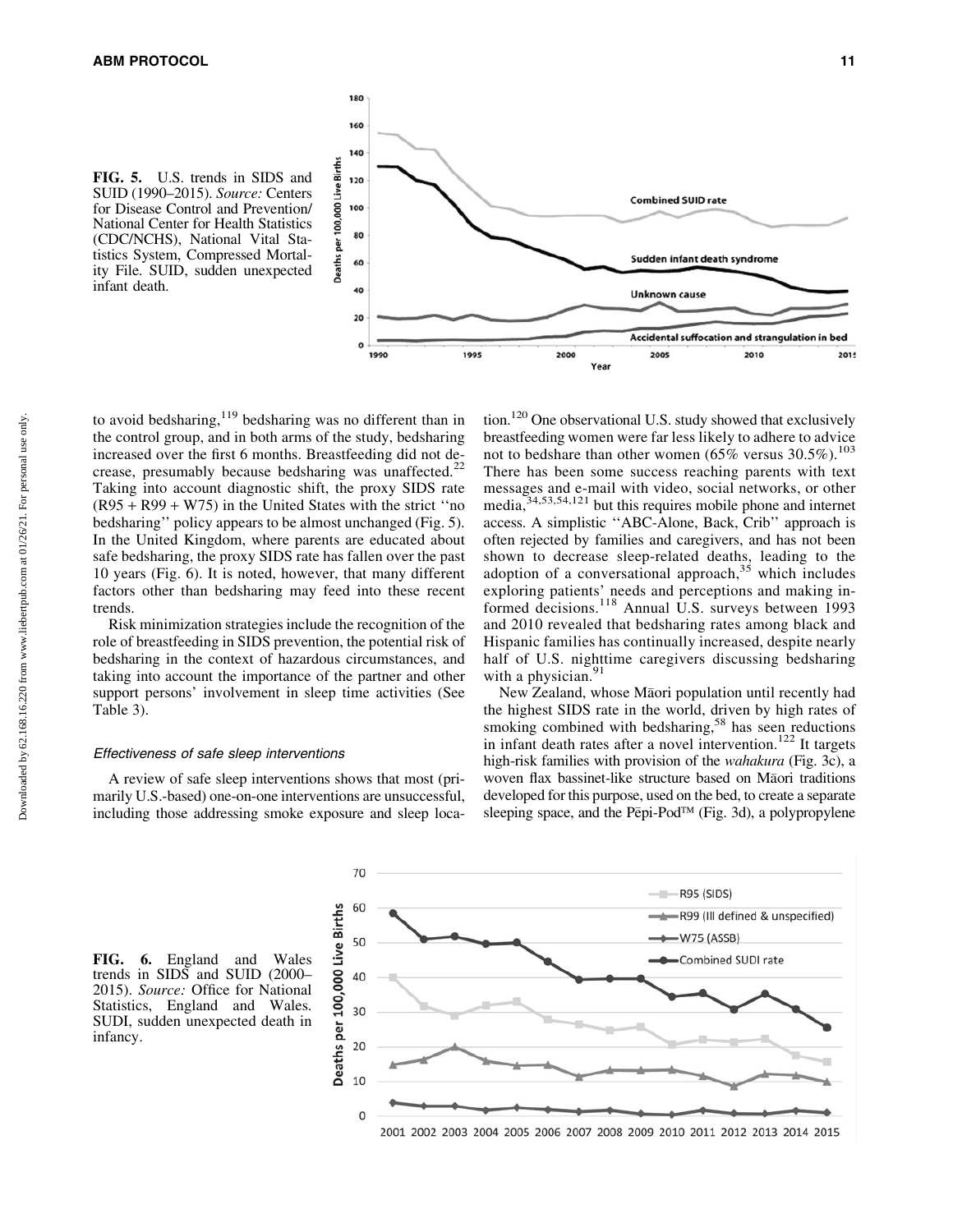FIG. 5. U.S. trends in SIDS and SUID (1990–2015). *Source:* Centers for Disease Control and Prevention/National Center for Health Statistics (CDC/NCHS), National Vital Statistics System, Compressed Mortality File. SUID, sudden unexpected infant death.

Deaths per 100,000 Live Births
180
160
140
120
100
80
60
40
20
0
1990 1995 2000 2005 2010 2015
Year
Combined SUID rate
Sudden infant death syndrome
Unknown cause
Accidental suffocation and strangulation in bed

to avoid bedsharing,[119] bedsharing was no different than in the control group, and in both arms of the study, bedsharing increased over the first 6 months. Breastfeeding did not decrease, presumably because bedsharing was unaffected.[22] Taking into account diagnostic shift, the proxy SIDS rate (R95 + R99 + W75) in the United States with the strict ''no bedsharing'' policy appears to be almost unchanged (Fig. 5). In the United Kingdom, where parents are educated about safe bedsharing, the proxy SIDS rate has fallen over the past 10 years (Fig. 6). It is noted, however, that many different factors other than bedsharing may feed into these recent trends.

Risk minimization strategies include the recognition of the role of breastfeeding in SIDS prevention, the potential risk of bedsharing in the context of hazardous circumstances, and taking into account the importance of the partner and other support persons' involvement in sleep time activities (See Table 3).

### *Effectiveness of safe sleep interventions*

A review of safe sleep interventions shows that most (primarily U.S.-based) one-on-one interventions are unsuccessful, including those addressing smoke exposure and sleep location.[120] One observational U.S. study showed that exclusively breastfeeding women were far less likely to adhere to advice not to bedshare than other women (65% versus 30.5%).[103] There has been some success reaching parents with text messages and e-mail with video, social networks, or other media,[34,53,54,121] but this requires mobile phone and internet access. A simplistic ''ABC-Alone, Back, Crib'' approach is often rejected by families and caregivers, and has not been shown to decrease sleep-related deaths, leading to the adoption of a conversational approach,[35] which includes exploring patients' needs and perceptions and making informed decisions.[118] Annual U.S. surveys between 1993 and 2010 revealed that bedsharing rates among black and Hispanic families has continually increased, despite nearly half of U.S. nighttime caregivers discussing bedsharing with a physician.[91]

New Zealand, whose Māori population until recently had the highest SIDS rate in the world, driven by high rates of smoking combined with bedsharing,[58] has seen reductions in infant death rates after a novel intervention.[122] It targets high-risk families with provision of the *wahakura* (Fig. 3c), a woven flax bassinet-like structure based on Māori traditions developed for this purpose, used on the bed, to create a separate sleeping space, and the Pēpi-Pod™ (Fig. 3d), a polypropylene

FIG. 6. England and Wales trends in SIDS and SUID (2000–2015). *Source:* Office for National Statistics, England and Wales. SUDI, sudden unexpected death in infancy.

Deaths per 100,000 Live Births
70
60
50
40
30
20
10
0
2001 2002 2003 2004 2005 2006 2007 2008 2009 2010 2011 2012 2013 2014 2015
R95 (SIDS)
R99 (Ill defined & unspecified)
W75 (ASSB)
Combined SUDI rate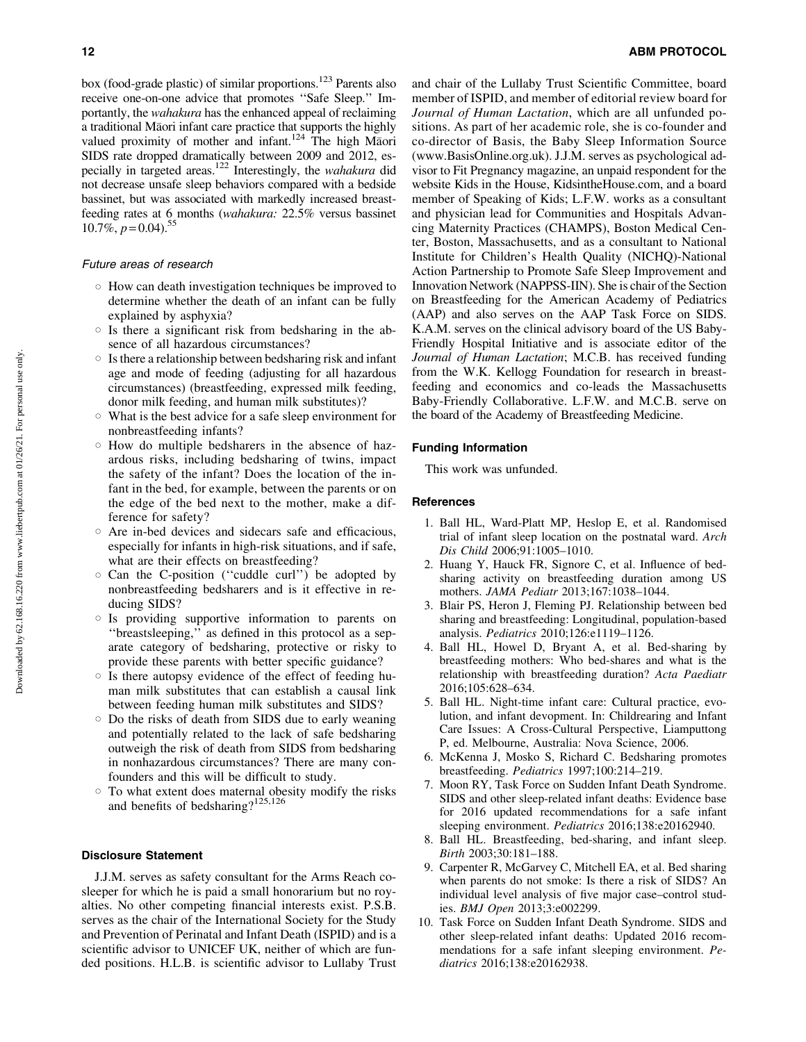box (food-grade plastic) of similar proportions.[123] Parents also receive one-on-one advice that promotes ''Safe Sleep.'' Importantly, the *wahakura* has the enhanced appeal of reclaiming a traditional Māori infant care practice that supports the highly valued proximity of mother and infant.[124] The high Māori SIDS rate dropped dramatically between 2009 and 2012, especially in targeted areas.[122] Interestingly, the *wahakura* did not decrease unsafe sleep behaviors compared with a bedside bassinet, but was associated with markedly increased breastfeeding rates at 6 months (*wahakura:* 22.5% versus bassinet 10.7%, $p = 0.04$).[55]

#### Future areas of research

- How can death investigation techniques be improved to determine whether the death of an infant can be fully explained by asphyxia?
- Is there a significant risk from bedsharing in the absence of all hazardous circumstances?
- Is there a relationship between bedsharing risk and infant age and mode of feeding (adjusting for all hazardous circumstances) (breastfeeding, expressed milk feeding, donor milk feeding, and human milk substitutes)?
- What is the best advice for a safe sleep environment for nonbreastfeeding infants?
- How do multiple bedsharers in the absence of hazardous risks, including bedsharing of twins, impact the safety of the infant? Does the location of the infant in the bed, for example, between the parents or on the edge of the bed next to the mother, make a difference for safety?
- Are in-bed devices and sidecars safe and efficacious, especially for infants in high-risk situations, and if safe, what are their effects on breastfeeding?
- Can the C-position (''cuddle curl'') be adopted by nonbreastfeeding bedsharers and is it effective in reducing SIDS?
- Is providing supportive information to parents on ''breastsleeping,'' as defined in this protocol as a separate category of bedsharing, protective or risky to provide these parents with better specific guidance?
- Is there autopsy evidence of the effect of feeding human milk substitutes that can establish a causal link between feeding human milk substitutes and SIDS?
- Do the risks of death from SIDS due to early weaning and potentially related to the lack of safe bedsharing outweigh the risk of death from SIDS from bedsharing in nonhazardous circumstances? There are many confounders and this will be difficult to study.
- To what extent does maternal obesity modify the risks and benefits of bedsharing?[125,126]

### Disclosure Statement

J.J.M. serves as safety consultant for the Arms Reach co-sleeper for which he is paid a small honorarium but no royalties. No other competing financial interests exist. P.S.B. serves as the chair of the International Society for the Study and Prevention of Perinatal and Infant Death (ISPID) and is a scientific advisor to UNICEF UK, neither of which are funded positions. H.L.B. is scientific advisor to Lullaby Trust and chair of the Lullaby Trust Scientific Committee, board member of ISPID, and member of editorial review board for *Journal of Human Lactation*, which are all unfunded positions. As part of her academic role, she is co-founder and co-director of Basis, the Baby Sleep Information Source (www.BasisOnline.org.uk). J.J.M. serves as psychological advisor to Fit Pregnancy magazine, an unpaid respondent for the website Kids in the House, KidsintheHouse.com, and a board member of Speaking of Kids; L.F.W. works as a consultant and physician lead for Communities and Hospitals Advancing Maternity Practices (CHAMPS), Boston Medical Center, Boston, Massachusetts, and as a consultant to National Institute for Children's Health Quality (NICHQ)-National Action Partnership to Promote Safe Sleep Improvement and Innovation Network (NAPPSS-IIN). She is chair of the Section on Breastfeeding for the American Academy of Pediatrics (AAP) and also serves on the AAP Task Force on SIDS. K.A.M. serves on the clinical advisory board of the US Baby-Friendly Hospital Initiative and is associate editor of the *Journal of Human Lactation*; M.C.B. has received funding from the W.K. Kellogg Foundation for research in breastfeeding and economics and co-leads the Massachusetts Baby-Friendly Collaborative. L.F.W. and M.C.B. serve on the board of the Academy of Breastfeeding Medicine.

### Funding Information

This work was unfunded.

### References

1. Ball HL, Ward-Platt MP, Heslop E, et al. Randomised trial of infant sleep location on the postnatal ward. *Arch Dis Child* 2006;91:1005–1010.
2. Huang Y, Hauck FR, Signore C, et al. Influence of bedsharing activity on breastfeeding duration among US mothers. *JAMA Pediatr* 2013;167:1038–1044.
3. Blair PS, Heron J, Fleming PJ. Relationship between bed sharing and breastfeeding: Longitudinal, population-based analysis. *Pediatrics* 2010;126:e1119–1126.
4. Ball HL, Howel D, Bryant A, et al. Bed-sharing by breastfeeding mothers: Who bed-shares and what is the relationship with breastfeeding duration? *Acta Paediatr* 2016;105:628–634.
5. Ball HL. Night-time infant care: Cultural practice, evolution, and infant devopment. In: Childrearing and Infant Care Issues: A Cross-Cultural Perspective, Liamputtong P, ed. Melbourne, Australia: Nova Science, 2006.
6. McKenna J, Mosko S, Richard C. Bedsharing promotes breastfeeding. *Pediatrics* 1997;100:214–219.
7. Moon RY, Task Force on Sudden Infant Death Syndrome. SIDS and other sleep-related infant deaths: Evidence base for 2016 updated recommendations for a safe infant sleeping environment. *Pediatrics* 2016;138:e20162940.
8. Ball HL. Breastfeeding, bed-sharing, and infant sleep. *Birth* 2003;30:181–188.
9. Carpenter R, McGarvey C, Mitchell EA, et al. Bed sharing when parents do not smoke: Is there a risk of SIDS? An individual level analysis of five major case–control studies. *BMJ Open* 2013;3:e002299.
10. Task Force on Sudden Infant Death Syndrome. SIDS and other sleep-related infant deaths: Updated 2016 recommendations for a safe infant sleeping environment. *Pediatrics* 2016;138:e20162938.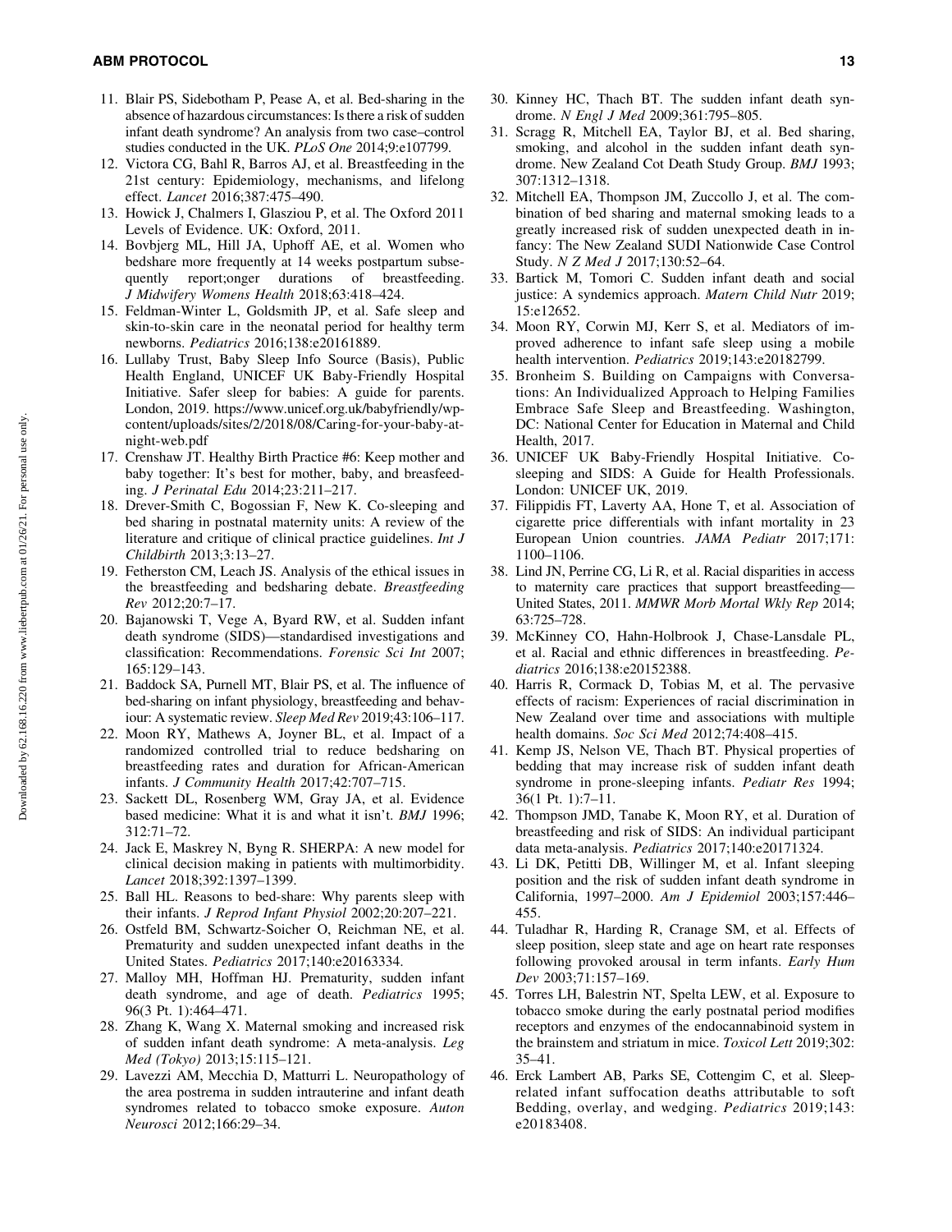11. Blair PS, Sidebotham P, Pease A, et al. Bed-sharing in the absence of hazardous circumstances: Is there a risk of sudden infant death syndrome? An analysis from two case–control studies conducted in the UK. *PLoS One* 2014;9:e107799.
12. Victora CG, Bahl R, Barros AJ, et al. Breastfeeding in the 21st century: Epidemiology, mechanisms, and lifelong effect. *Lancet* 2016;387:475–490.
13. Howick J, Chalmers I, Glasziou P, et al. The Oxford 2011 Levels of Evidence. UK: Oxford, 2011.
14. Bovbjerg ML, Hill JA, Uphoff AE, et al. Women who bedshare more frequently at 14 weeks postpartum subsequently report;onger durations of breastfeeding. *J Midwifery Womens Health* 2018;63:418–424.
15. Feldman-Winter L, Goldsmith JP, et al. Safe sleep and skin-to-skin care in the neonatal period for healthy term newborns. *Pediatrics* 2016;138:e20161889.
16. Lullaby Trust, Baby Sleep Info Source (Basis), Public Health England, UNICEF UK Baby-Friendly Hospital Initiative. Safer sleep for babies: A guide for parents. London, 2019. https://www.unicef.org.uk/babyfriendly/wp-content/uploads/sites/2/2018/08/Caring-for-your-baby-at-night-web.pdf
17. Crenshaw JT. Healthy Birth Practice #6: Keep mother and baby together: It's best for mother, baby, and breasfeeding. *J Perinatal Edu* 2014;23:211–217.
18. Drever-Smith C, Bogossian F, New K. Co-sleeping and bed sharing in postnatal maternity units: A review of the literature and critique of clinical practice guidelines. *Int J Childbirth* 2013;3:13–27.
19. Fetherston CM, Leach JS. Analysis of the ethical issues in the breastfeeding and bedsharing debate. *Breastfeeding Rev* 2012;20:7–17.
20. Bajanowski T, Vege A, Byard RW, et al. Sudden infant death syndrome (SIDS)—standardised investigations and classification: Recommendations. *Forensic Sci Int* 2007; 165:129–143.
21. Baddock SA, Purnell MT, Blair PS, et al. The influence of bed-sharing on infant physiology, breastfeeding and behaviour: A systematic review. *Sleep Med Rev* 2019;43:106–117.
22. Moon RY, Mathews A, Joyner BL, et al. Impact of a randomized controlled trial to reduce bedsharing on breastfeeding rates and duration for African-American infants. *J Community Health* 2017;42:707–715.
23. Sackett DL, Rosenberg WM, Gray JA, et al. Evidence based medicine: What it is and what it isn't. *BMJ* 1996; 312:71–72.
24. Jack E, Maskrey N, Byng R. SHERPA: A new model for clinical decision making in patients with multimorbidity. *Lancet* 2018;392:1397–1399.
25. Ball HL. Reasons to bed-share: Why parents sleep with their infants. *J Reprod Infant Physiol* 2002;20:207–221.
26. Ostfeld BM, Schwartz-Soicher O, Reichman NE, et al. Prematurity and sudden unexpected infant deaths in the United States. *Pediatrics* 2017;140:e20163334.
27. Malloy MH, Hoffman HJ. Prematurity, sudden infant death syndrome, and age of death. *Pediatrics* 1995; 96(3 Pt. 1):464–471.
28. Zhang K, Wang X. Maternal smoking and increased risk of sudden infant death syndrome: A meta-analysis. *Leg Med (Tokyo)* 2013;15:115–121.
29. Lavezzi AM, Mecchia D, Matturri L. Neuropathology of the area postrema in sudden intrauterine and infant death syndromes related to tobacco smoke exposure. *Auton Neurosci* 2012;166:29–34.
30. Kinney HC, Thach BT. The sudden infant death syndrome. *N Engl J Med* 2009;361:795–805.
31. Scragg R, Mitchell EA, Taylor BJ, et al. Bed sharing, smoking, and alcohol in the sudden infant death syndrome. New Zealand Cot Death Study Group. *BMJ* 1993; 307:1312–1318.
32. Mitchell EA, Thompson JM, Zuccollo J, et al. The combination of bed sharing and maternal smoking leads to a greatly increased risk of sudden unexpected death in infancy: The New Zealand SUDI Nationwide Case Control Study. *N Z Med J* 2017;130:52–64.
33. Bartick M, Tomori C. Sudden infant death and social justice: A syndemics approach. *Matern Child Nutr* 2019; 15:e12652.
34. Moon RY, Corwin MJ, Kerr S, et al. Mediators of improved adherence to infant safe sleep using a mobile health intervention. *Pediatrics* 2019;143:e20182799.
35. Bronheim S. Building on Campaigns with Conversations: An Individualized Approach to Helping Families Embrace Safe Sleep and Breastfeeding. Washington, DC: National Center for Education in Maternal and Child Health, 2017.
36. UNICEF UK Baby-Friendly Hospital Initiative. Co-sleeping and SIDS: A Guide for Health Professionals. London: UNICEF UK, 2019.
37. Filippidis FT, Laverty AA, Hone T, et al. Association of cigarette price differentials with infant mortality in 23 European Union countries. *JAMA Pediatr* 2017;171: 1100–1106.
38. Lind JN, Perrine CG, Li R, et al. Racial disparities in access to maternity care practices that support breastfeeding—United States, 2011. *MMWR Morb Mortal Wkly Rep* 2014; 63:725–728.
39. McKinney CO, Hahn-Holbrook J, Chase-Lansdale PL, et al. Racial and ethnic differences in breastfeeding. *Pediatrics* 2016;138:e20152388.
40. Harris R, Cormack D, Tobias M, et al. The pervasive effects of racism: Experiences of racial discrimination in New Zealand over time and associations with multiple health domains. *Soc Sci Med* 2012;74:408–415.
41. Kemp JS, Nelson VE, Thach BT. Physical properties of bedding that may increase risk of sudden infant death syndrome in prone-sleeping infants. *Pediatr Res* 1994; 36(1 Pt. 1):7–11.
42. Thompson JMD, Tanabe K, Moon RY, et al. Duration of breastfeeding and risk of SIDS: An individual participant data meta-analysis. *Pediatrics* 2017;140:e20171324.
43. Li DK, Petitti DB, Willinger M, et al. Infant sleeping position and the risk of sudden infant death syndrome in California, 1997–2000. *Am J Epidemiol* 2003;157:446–455.
44. Tuladhar R, Harding R, Cranage SM, et al. Effects of sleep position, sleep state and age on heart rate responses following provoked arousal in term infants. *Early Hum Dev* 2003;71:157–169.
45. Torres LH, Balestrin NT, Spelta LEW, et al. Exposure to tobacco smoke during the early postnatal period modifies receptors and enzymes of the endocannabinoid system in the brainstem and striatum in mice. *Toxicol Lett* 2019;302: 35–41.
46. Erck Lambert AB, Parks SE, Cottengim C, et al. Sleep-related infant suffocation deaths attributable to soft Bedding, overlay, and wedging. *Pediatrics* 2019;143: e20183408.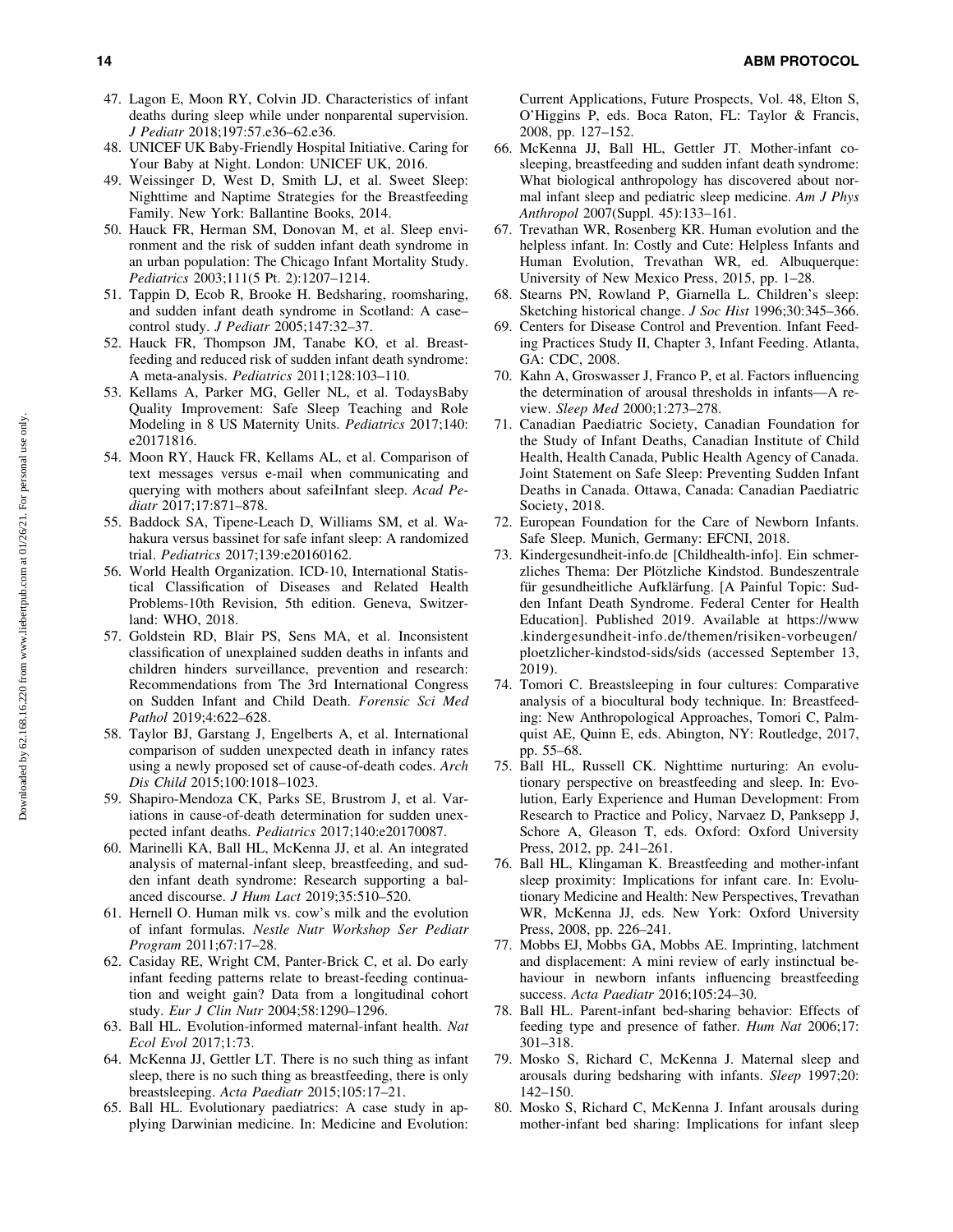47. Lagon E, Moon RY, Colvin JD. Characteristics of infant deaths during sleep while under nonparental supervision. *J Pediatr* 2018;197:57.e36–62.e36.
48. UNICEF UK Baby-Friendly Hospital Initiative. Caring for Your Baby at Night. London: UNICEF UK, 2016.
49. Weissinger D, West D, Smith LJ, et al. Sweet Sleep: Nighttime and Naptime Strategies for the Breastfeeding Family. New York: Ballantine Books, 2014.
50. Hauck FR, Herman SM, Donovan M, et al. Sleep environment and the risk of sudden infant death syndrome in an urban population: The Chicago Infant Mortality Study. *Pediatrics* 2003;111(5 Pt. 2):1207–1214.
51. Tappin D, Ecob R, Brooke H. Bedsharing, roomsharing, and sudden infant death syndrome in Scotland: A case–control study. *J Pediatr* 2005;147:32–37.
52. Hauck FR, Thompson JM, Tanabe KO, et al. Breastfeeding and reduced risk of sudden infant death syndrome: A meta-analysis. *Pediatrics* 2011;128:103–110.
53. Kellams A, Parker MG, Geller NL, et al. TodaysBaby Quality Improvement: Safe Sleep Teaching and Role Modeling in 8 US Maternity Units. *Pediatrics* 2017;140: e20171816.
54. Moon RY, Hauck FR, Kellams AL, et al. Comparison of text messages versus e-mail when communicating and querying with mothers about safeiInfant sleep. *Acad Pediatr* 2017;17:871–878.
55. Baddock SA, Tipene-Leach D, Williams SM, et al. Wahakura versus bassinet for safe infant sleep: A randomized trial. *Pediatrics* 2017;139:e20160162.
56. World Health Organization. ICD-10, International Statistical Classification of Diseases and Related Health Problems-10th Revision, 5th edition. Geneva, Switzerland: WHO, 2018.
57. Goldstein RD, Blair PS, Sens MA, et al. Inconsistent classification of unexplained sudden deaths in infants and children hinders surveillance, prevention and research: Recommendations from The 3rd International Congress on Sudden Infant and Child Death. *Forensic Sci Med Pathol* 2019;4:622–628.
58. Taylor BJ, Garstang J, Engelberts A, et al. International comparison of sudden unexpected death in infancy rates using a newly proposed set of cause-of-death codes. *Arch Dis Child* 2015;100:1018–1023.
59. Shapiro-Mendoza CK, Parks SE, Brustrom J, et al. Variations in cause-of-death determination for sudden unexpected infant deaths. *Pediatrics* 2017;140:e20170087.
60. Marinelli KA, Ball HL, McKenna JJ, et al. An integrated analysis of maternal-infant sleep, breastfeeding, and sudden infant death syndrome: Research supporting a balanced discourse. *J Hum Lact* 2019;35:510–520.
61. Hernell O. Human milk vs. cow's milk and the evolution of infant formulas. *Nestle Nutr Workshop Ser Pediatr Program* 2011;67:17–28.
62. Casiday RE, Wright CM, Panter-Brick C, et al. Do early infant feeding patterns relate to breast-feeding continuation and weight gain? Data from a longitudinal cohort study. *Eur J Clin Nutr* 2004;58:1290–1296.
63. Ball HL. Evolution-informed maternal-infant health. *Nat Ecol Evol* 2017;1:73.
64. McKenna JJ, Gettler LT. There is no such thing as infant sleep, there is no such thing as breastfeeding, there is only breastsleeping. *Acta Paediatr* 2015;105:17–21.
65. Ball HL. Evolutionary paediatrics: A case study in applying Darwinian medicine. In: Medicine and Evolution: Current Applications, Future Prospects, Vol. 48, Elton S, O'Higgins P, eds. Boca Raton, FL: Taylor & Francis, 2008, pp. 127–152.
66. McKenna JJ, Ball HL, Gettler JT. Mother-infant cosleeping, breastfeeding and sudden infant death syndrome: What biological anthropology has discovered about normal infant sleep and pediatric sleep medicine. *Am J Phys Anthropol* 2007(Suppl. 45):133–161.
67. Trevathan WR, Rosenberg KR. Human evolution and the helpless infant. In: Costly and Cute: Helpless Infants and Human Evolution, Trevathan WR, ed. Albuquerque: University of New Mexico Press, 2015, pp. 1–28.
68. Stearns PN, Rowland P, Giarnella L. Children's sleep: Sketching historical change. *J Soc Hist* 1996;30:345–366.
69. Centers for Disease Control and Prevention. Infant Feeding Practices Study II, Chapter 3, Infant Feeding. Atlanta, GA: CDC, 2008.
70. Kahn A, Groswasser J, Franco P, et al. Factors influencing the determination of arousal thresholds in infants—A review. *Sleep Med* 2000;1:273–278.
71. Canadian Paediatric Society, Canadian Foundation for the Study of Infant Deaths, Canadian Institute of Child Health, Health Canada, Public Health Agency of Canada. Joint Statement on Safe Sleep: Preventing Sudden Infant Deaths in Canada. Ottawa, Canada: Canadian Paediatric Society, 2018.
72. European Foundation for the Care of Newborn Infants. Safe Sleep. Munich, Germany: EFCNI, 2018.
73. Kindergesundheit-info.de [Childhealth-info]. Ein schmerzliches Thema: Der Plötzliche Kindstod. Bundeszentrale für gesundheitliche Aufklärfung. [A Painful Topic: Sudden Infant Death Syndrome. Federal Center for Health Education]. Published 2019. Available at https://www.kindergesundheit-info.de/themen/risiken-vorbeugen/ploetzlicher-kindstod-sids/sids (accessed September 13, 2019).
74. Tomori C. Breastsleeping in four cultures: Comparative analysis of a biocultural body technique. In: Breastfeeding: New Anthropological Approaches, Tomori C, Palmquist AE, Quinn E, eds. Abington, NY: Routledge, 2017, pp. 55–68.
75. Ball HL, Russell CK. Nighttime nurturing: An evolutionary perspective on breastfeeding and sleep. In: Evolution, Early Experience and Human Development: From Research to Practice and Policy, Narvaez D, Panksepp J, Schore A, Gleason T, eds. Oxford: Oxford University Press, 2012, pp. 241–261.
76. Ball HL, Klingaman K. Breastfeeding and mother-infant sleep proximity: Implications for infant care. In: Evolutionary Medicine and Health: New Perspectives, Trevathan WR, McKenna JJ, eds. New York: Oxford University Press, 2008, pp. 226–241.
77. Mobbs EJ, Mobbs GA, Mobbs AE. Imprinting, latchment and displacement: A mini review of early instinctual behaviour in newborn infants influencing breastfeeding success. *Acta Paediatr* 2016;105:24–30.
78. Ball HL. Parent-infant bed-sharing behavior: Effects of feeding type and presence of father. *Hum Nat* 2006;17: 301–318.
79. Mosko S, Richard C, McKenna J. Maternal sleep and arousals during bedsharing with infants. *Sleep* 1997;20: 142–150.
80. Mosko S, Richard C, McKenna J. Infant arousals during mother-infant bed sharing: Implications for infant sleep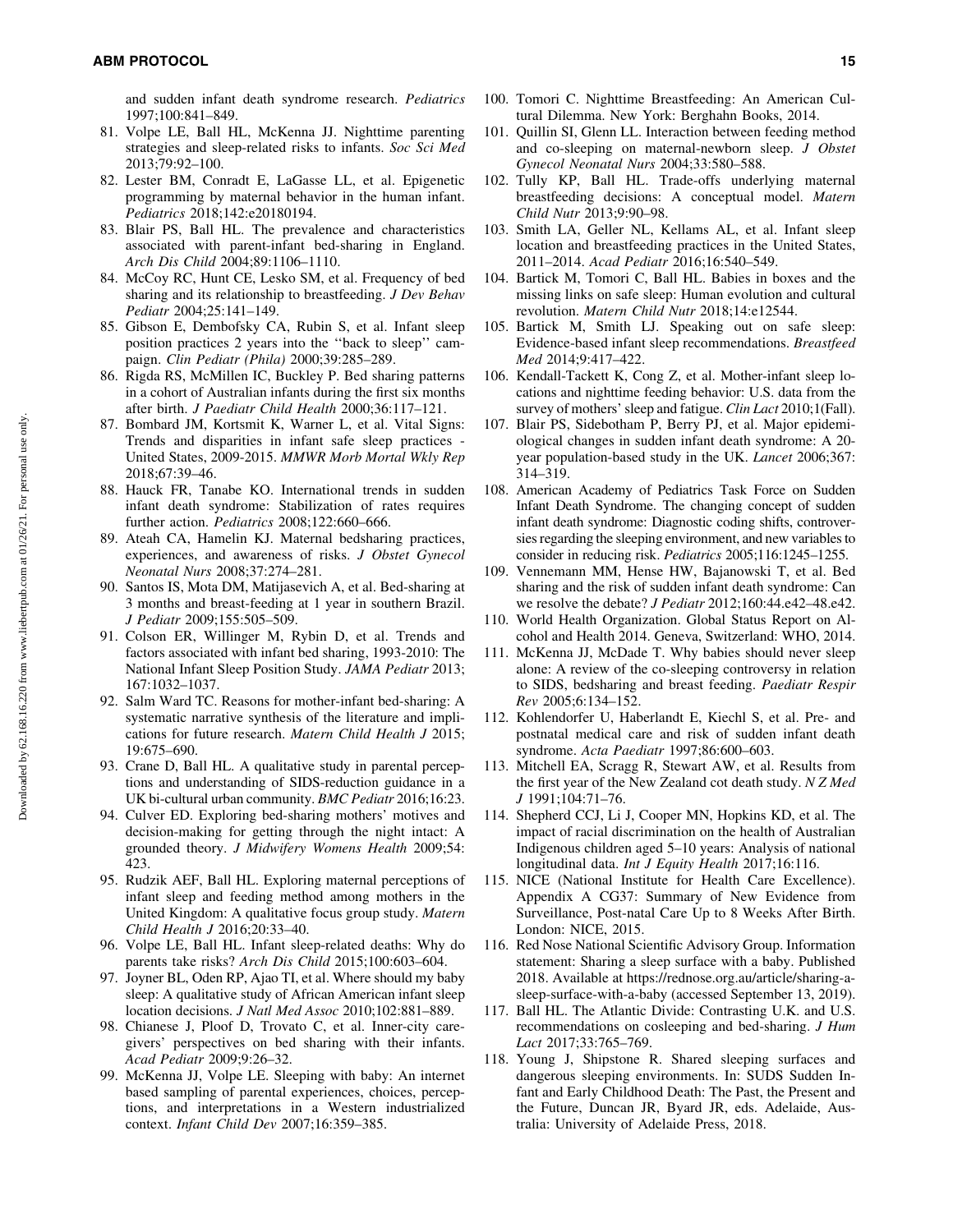and sudden infant death syndrome research. *Pediatrics* 1997;100:841–849.

81. Volpe LE, Ball HL, McKenna JJ. Nighttime parenting strategies and sleep-related risks to infants. *Soc Sci Med* 2013;79:92–100.
82. Lester BM, Conradt E, LaGasse LL, et al. Epigenetic programming by maternal behavior in the human infant. *Pediatrics* 2018;142:e20180194.
83. Blair PS, Ball HL. The prevalence and characteristics associated with parent-infant bed-sharing in England. *Arch Dis Child* 2004;89:1106–1110.
84. McCoy RC, Hunt CE, Lesko SM, et al. Frequency of bed sharing and its relationship to breastfeeding. *J Dev Behav Pediatr* 2004;25:141–149.
85. Gibson E, Dembofsky CA, Rubin S, et al. Infant sleep position practices 2 years into the ''back to sleep'' campaign. *Clin Pediatr (Phila)* 2000;39:285–289.
86. Rigda RS, McMillen IC, Buckley P. Bed sharing patterns in a cohort of Australian infants during the first six months after birth. *J Paediatr Child Health* 2000;36:117–121.
87. Bombard JM, Kortsmit K, Warner L, et al. Vital Signs: Trends and disparities in infant safe sleep practices - United States, 2009-2015. *MMWR Morb Mortal Wkly Rep* 2018;67:39–46.
88. Hauck FR, Tanabe KO. International trends in sudden infant death syndrome: Stabilization of rates requires further action. *Pediatrics* 2008;122:660–666.
89. Ateah CA, Hamelin KJ. Maternal bedsharing practices, experiences, and awareness of risks. *J Obstet Gynecol Neonatal Nurs* 2008;37:274–281.
90. Santos IS, Mota DM, Matijasevich A, et al. Bed-sharing at 3 months and breast-feeding at 1 year in southern Brazil. *J Pediatr* 2009;155:505–509.
91. Colson ER, Willinger M, Rybin D, et al. Trends and factors associated with infant bed sharing, 1993-2010: The National Infant Sleep Position Study. *JAMA Pediatr* 2013; 167:1032–1037.
92. Salm Ward TC. Reasons for mother-infant bed-sharing: A systematic narrative synthesis of the literature and implications for future research. *Matern Child Health J* 2015; 19:675–690.
93. Crane D, Ball HL. A qualitative study in parental perceptions and understanding of SIDS-reduction guidance in a UK bi-cultural urban community. *BMC Pediatr* 2016;16:23.
94. Culver ED. Exploring bed-sharing mothers' motives and decision-making for getting through the night intact: A grounded theory. *J Midwifery Womens Health* 2009;54: 423.
95. Rudzik AEF, Ball HL. Exploring maternal perceptions of infant sleep and feeding method among mothers in the United Kingdom: A qualitative focus group study. *Matern Child Health J* 2016;20:33–40.
96. Volpe LE, Ball HL. Infant sleep-related deaths: Why do parents take risks? *Arch Dis Child* 2015;100:603–604.
97. Joyner BL, Oden RP, Ajao TI, et al. Where should my baby sleep: A qualitative study of African American infant sleep location decisions. *J Natl Med Assoc* 2010;102:881–889.
98. Chianese J, Ploof D, Trovato C, et al. Inner-city caregivers' perspectives on bed sharing with their infants. *Acad Pediatr* 2009;9:26–32.
99. McKenna JJ, Volpe LE. Sleeping with baby: An internet based sampling of parental experiences, choices, perceptions, and interpretations in a Western industrialized context. *Infant Child Dev* 2007;16:359–385.
100. Tomori C. Nighttime Breastfeeding: An American Cultural Dilemma. New York: Berghahn Books, 2014.
101. Quillin SI, Glenn LL. Interaction between feeding method and co-sleeping on maternal-newborn sleep. *J Obstet Gynecol Neonatal Nurs* 2004;33:580–588.
102. Tully KP, Ball HL. Trade-offs underlying maternal breastfeeding decisions: A conceptual model. *Matern Child Nutr* 2013;9:90–98.
103. Smith LA, Geller NL, Kellams AL, et al. Infant sleep location and breastfeeding practices in the United States, 2011–2014. *Acad Pediatr* 2016;16:540–549.
104. Bartick M, Tomori C, Ball HL. Babies in boxes and the missing links on safe sleep: Human evolution and cultural revolution. *Matern Child Nutr* 2018;14:e12544.
105. Bartick M, Smith LJ. Speaking out on safe sleep: Evidence-based infant sleep recommendations. *Breastfeed Med* 2014;9:417–422.
106. Kendall-Tackett K, Cong Z, et al. Mother-infant sleep locations and nighttime feeding behavior: U.S. data from the survey of mothers' sleep and fatigue. *Clin Lact* 2010;1(Fall).
107. Blair PS, Sidebotham P, Berry PJ, et al. Major epidemiological changes in sudden infant death syndrome: A 20-year population-based study in the UK. *Lancet* 2006;367: 314–319.
108. American Academy of Pediatrics Task Force on Sudden Infant Death Syndrome. The changing concept of sudden infant death syndrome: Diagnostic coding shifts, controversies regarding the sleeping environment, and new variables to consider in reducing risk. *Pediatrics* 2005;116:1245–1255.
109. Vennemann MM, Hense HW, Bajanowski T, et al. Bed sharing and the risk of sudden infant death syndrome: Can we resolve the debate? *J Pediatr* 2012;160:44.e42–48.e42.
110. World Health Organization. Global Status Report on Alcohol and Health 2014. Geneva, Switzerland: WHO, 2014.
111. McKenna JJ, McDade T. Why babies should never sleep alone: A review of the co-sleeping controversy in relation to SIDS, bedsharing and breast feeding. *Paediatr Respir Rev* 2005;6:134–152.
112. Kohlendorfer U, Haberlandt E, Kiechl S, et al. Pre- and postnatal medical care and risk of sudden infant death syndrome. *Acta Paediatr* 1997;86:600–603.
113. Mitchell EA, Scragg R, Stewart AW, et al. Results from the first year of the New Zealand cot death study. *N Z Med J* 1991;104:71–76.
114. Shepherd CCJ, Li J, Cooper MN, Hopkins KD, et al. The impact of racial discrimination on the health of Australian Indigenous children aged 5–10 years: Analysis of national longitudinal data. *Int J Equity Health* 2017;16:116.
115. NICE (National Institute for Health Care Excellence). Appendix A CG37: Summary of New Evidence from Surveillance, Post-natal Care Up to 8 Weeks After Birth. London: NICE, 2015.
116. Red Nose National Scientific Advisory Group. Information statement: Sharing a sleep surface with a baby. Published 2018. Available at https://rednose.org.au/article/sharing-a-sleep-surface-with-a-baby (accessed September 13, 2019).
117. Ball HL. The Atlantic Divide: Contrasting U.K. and U.S. recommendations on cosleeping and bed-sharing. *J Hum Lact* 2017;33:765–769.
118. Young J, Shipstone R. Shared sleeping surfaces and dangerous sleeping environments. In: SUDS Sudden Infant and Early Childhood Death: The Past, the Present and the Future, Duncan JR, Byard JR, eds. Adelaide, Australia: University of Adelaide Press, 2018.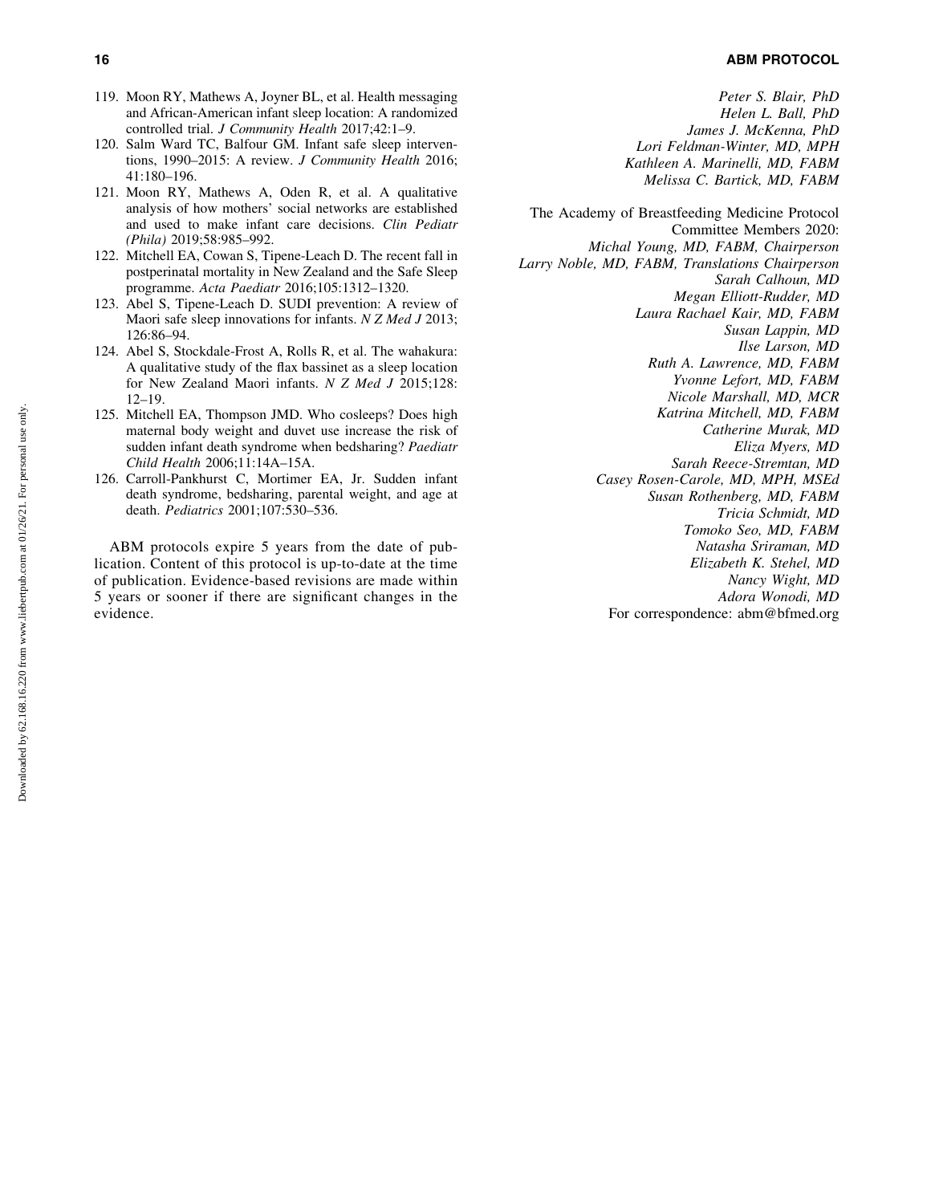119. Moon RY, Mathews A, Joyner BL, et al. Health messaging and African-American infant sleep location: A randomized controlled trial. *J Community Health* 2017;42:1–9.
120. Salm Ward TC, Balfour GM. Infant safe sleep interventions, 1990–2015: A review. *J Community Health* 2016; 41:180–196.
121. Moon RY, Mathews A, Oden R, et al. A qualitative analysis of how mothers' social networks are established and used to make infant care decisions. *Clin Pediatr (Phila)* 2019;58:985–992.
122. Mitchell EA, Cowan S, Tipene-Leach D. The recent fall in postperinatal mortality in New Zealand and the Safe Sleep programme. *Acta Paediatr* 2016;105:1312–1320.
123. Abel S, Tipene-Leach D. SUDI prevention: A review of Maori safe sleep innovations for infants. *N Z Med J* 2013; 126:86–94.
124. Abel S, Stockdale-Frost A, Rolls R, et al. The wahakura: A qualitative study of the flax bassinet as a sleep location for New Zealand Maori infants. *N Z Med J* 2015;128: 12–19.
125. Mitchell EA, Thompson JMD. Who cosleeps? Does high maternal body weight and duvet use increase the risk of sudden infant death syndrome when bedsharing? *Paediatr Child Health* 2006;11:14A–15A.
126. Carroll-Pankhurst C, Mortimer EA, Jr. Sudden infant death syndrome, bedsharing, parental weight, and age at death. *Pediatrics* 2001;107:530–536.

ABM protocols expire 5 years from the date of publication. Content of this protocol is up-to-date at the time of publication. Evidence-based revisions are made within 5 years or sooner if there are significant changes in the evidence.

*Peter S. Blair, PhD*
*Helen L. Ball, PhD*
*James J. McKenna, PhD*
*Lori Feldman-Winter, MD, MPH*
*Kathleen A. Marinelli, MD, FABM*
*Melissa C. Bartick, MD, FABM*

The Academy of Breastfeeding Medicine Protocol Committee Members 2020:
*Michal Young, MD, FABM, Chairperson*
*Larry Noble, MD, FABM, Translations Chairperson*
*Sarah Calhoun, MD*
*Megan Elliott-Rudder, MD*
*Laura Rachael Kair, MD, FABM*
*Susan Lappin, MD*
*Ilse Larson, MD*
*Ruth A. Lawrence, MD, FABM*
*Yvonne Lefort, MD, FABM*
*Nicole Marshall, MD, MCR*
*Katrina Mitchell, MD, FABM*
*Catherine Murak, MD*
*Eliza Myers, MD*
*Sarah Reece-Stremtan, MD*
*Casey Rosen-Carole, MD, MPH, MSEd*
*Susan Rothenberg, MD, FABM*
*Tricia Schmidt, MD*
*Tomoko Seo, MD, FABM*
*Natasha Sriraman, MD*
*Elizabeth K. Stehel, MD*
*Nancy Wight, MD*
*Adora Wonodi, MD*

For correspondence: abm@bfmed.org